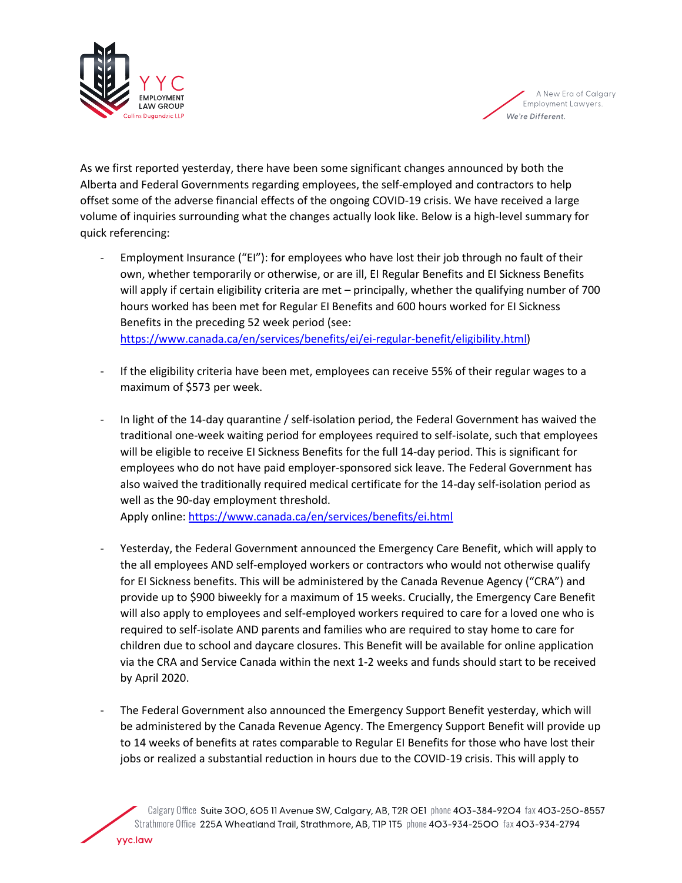As we first reported yesterday, there have been some significant changes announced by both the Alberta and Federal Governments regarding employees, the self-employed and contractors to help offset some of the adverse financial effects of the ongoing COVID-19 crisis. We have received a large volume of inquiries surrounding what the changes actually look like. Below is a high-level summary for quick referencing:

- Employment Insurance ("EI"): for employees who have lost their job through no fault of their own, whether temporarily or otherwise, or are ill, EI Regular Benefits and EI Sickness Benefits will apply if certain eligibility criteria are met – principally, whether the qualifying number of 700 hours worked has been met for Regular EI Benefits and 600 hours worked for EI Sickness Benefits in the preceding 52 week period (see: [https://www.canada.ca/en/services/benefits/ei/ei-regular-benefit/eligibility.html](https://www.canada.ca/en/services/benefits/ei/ei-regular-benefit/eligibility.html))

- If the eligibility criteria have been met, employees can receive 55% of their regular wages to a maximum of $573 per week.

- In light of the 14-day quarantine / self-isolation period, the Federal Government has waived the traditional one-week waiting period for employees required to self-isolate, such that employees will be eligible to receive EI Sickness Benefits for the full 14-day period. This is significant for employees who do not have paid employer-sponsored sick leave. The Federal Government has also waived the traditionally required medical certificate for the 14-day self-isolation period as well as the 90-day employment threshold.
  Apply online: [https://www.canada.ca/en/services/benefits/ei.html](https://www.canada.ca/en/services/benefits/ei.html)

- Yesterday, the Federal Government announced the Emergency Care Benefit, which will apply to the all employees AND self-employed workers or contractors who would not otherwise qualify for EI Sickness benefits. This will be administered by the Canada Revenue Agency ("CRA") and provide up to $900 biweekly for a maximum of 15 weeks. Crucially, the Emergency Care Benefit will also apply to employees and self-employed workers required to care for a loved one who is required to self-isolate AND parents and families who are required to stay home to care for children due to school and daycare closures. This Benefit will be available for online application via the CRA and Service Canada within the next 1-2 weeks and funds should start to be received by April 2020.

- The Federal Government also announced the Emergency Support Benefit yesterday, which will be administered by the Canada Revenue Agency. The Emergency Support Benefit will provide up to 14 weeks of benefits at rates comparable to Regular EI Benefits for those who have lost their jobs or realized a substantial reduction in hours due to the COVID-19 crisis. This will apply to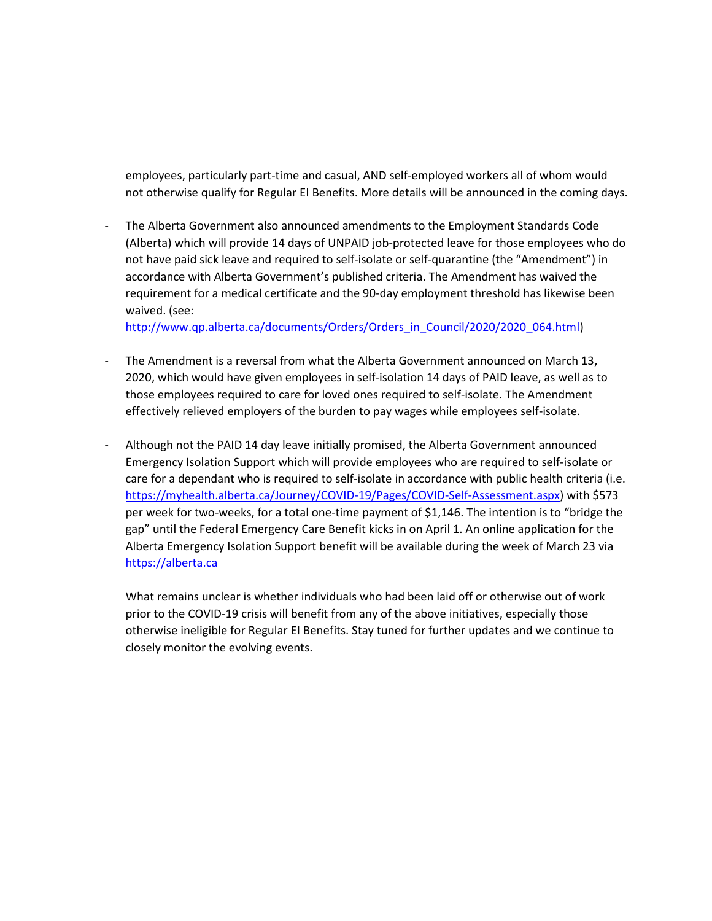employees, particularly part-time and casual, AND self-employed workers all of whom would not otherwise qualify for Regular EI Benefits. More details will be announced in the coming days.

- The Alberta Government also announced amendments to the Employment Standards Code (Alberta) which will provide 14 days of UNPAID job-protected leave for those employees who do not have paid sick leave and required to self-isolate or self-quarantine (the "Amendment") in accordance with Alberta Government's published criteria. The Amendment has waived the requirement for a medical certificate and the 90-day employment threshold has likewise been waived. (see: [http://www.qp.alberta.ca/documents/Orders/Orders_in_Council/2020/2020_064.html](http://www.qp.alberta.ca/documents/Orders/Orders_in_Council/2020/2020_064.html))

- The Amendment is a reversal from what the Alberta Government announced on March 13, 2020, which would have given employees in self-isolation 14 days of PAID leave, as well as to those employees required to care for loved ones required to self-isolate. The Amendment effectively relieved employers of the burden to pay wages while employees self-isolate.

- Although not the PAID 14 day leave initially promised, the Alberta Government announced Emergency Isolation Support which will provide employees who are required to self-isolate or care for a dependant who is required to self-isolate in accordance with public health criteria (i.e. [https://myhealth.alberta.ca/Journey/COVID-19/Pages/COVID-Self-Assessment.aspx](https://myhealth.alberta.ca/Journey/COVID-19/Pages/COVID-Self-Assessment.aspx)) with $573 per week for two-weeks, for a total one-time payment of $1,146. The intention is to "bridge the gap" until the Federal Emergency Care Benefit kicks in on April 1. An online application for the Alberta Emergency Isolation Support benefit will be available during the week of March 23 via [https://alberta.ca](https://alberta.ca)

What remains unclear is whether individuals who had been laid off or otherwise out of work prior to the COVID-19 crisis will benefit from any of the above initiatives, especially those otherwise ineligible for Regular EI Benefits. Stay tuned for further updates and we continue to closely monitor the evolving events.